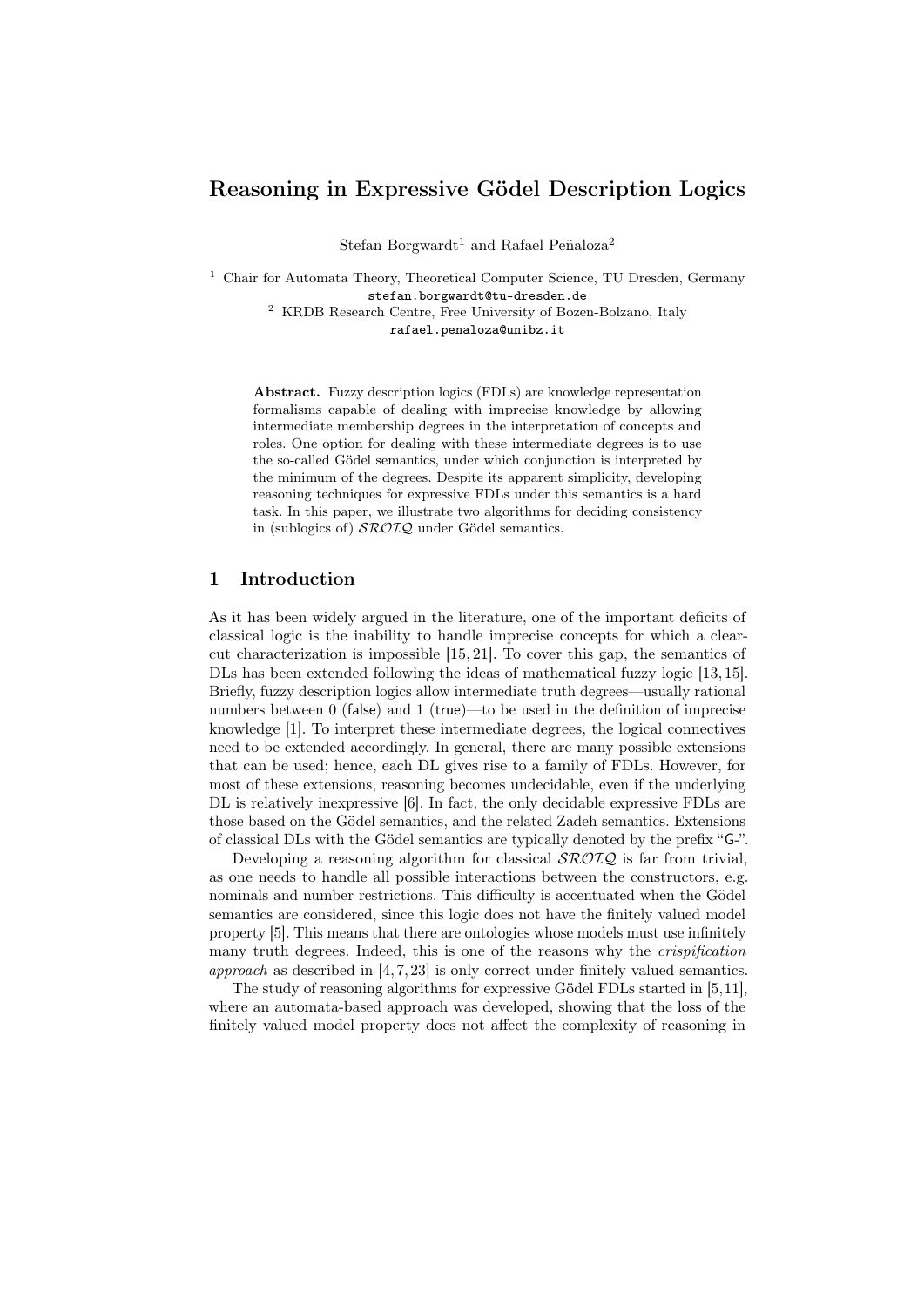# Reasoning in Expressive Gödel Description Logics

Stefan Borgwardt[1] and Rafael Peñaloza[2]

[1] Chair for Automata Theory, Theoretical Computer Science, TU Dresden, Germany
stefan.borgwardt@tu-dresden.de

[2] KRDB Research Centre, Free University of Bozen-Bolzano, Italy
rafael.penaloza@unibz.it

**Abstract.** Fuzzy description logics (FDLs) are knowledge representation formalisms capable of dealing with imprecise knowledge by allowing intermediate membership degrees in the interpretation of concepts and roles. One option for dealing with these intermediate degrees is to use the so-called Gödel semantics, under which conjunction is interpreted by the minimum of the degrees. Despite its apparent simplicity, developing reasoning techniques for expressive FDLs under this semantics is a hard task. In this paper, we illustrate two algorithms for deciding consistency in (sublogics of) $\mathcal{SROIQ}$ under Gödel semantics.

## 1 Introduction

As it has been widely argued in the literature, one of the important deficits of classical logic is the inability to handle imprecise concepts for which a clear-cut characterization is impossible [15, 21]. To cover this gap, the semantics of DLs has been extended following the ideas of mathematical fuzzy logic [13, 15]. Briefly, fuzzy description logics allow intermediate truth degrees—usually rational numbers between 0 (false) and 1 (true)—to be used in the definition of imprecise knowledge [1]. To interpret these intermediate degrees, the logical connectives need to be extended accordingly. In general, there are many possible extensions that can be used; hence, each DL gives rise to a family of FDLs. However, for most of these extensions, reasoning becomes undecidable, even if the underlying DL is relatively inexpressive [6]. In fact, the only decidable expressive FDLs are those based on the Gödel semantics, and the related Zadeh semantics. Extensions of classical DLs with the Gödel semantics are typically denoted by the prefix "G-".

Developing a reasoning algorithm for classical $\mathcal{SROIQ}$ is far from trivial, as one needs to handle all possible interactions between the constructors, e.g. nominals and number restrictions. This difficulty is accentuated when the Gödel semantics are considered, since this logic does not have the finitely valued model property [5]. This means that there are ontologies whose models must use infinitely many truth degrees. Indeed, this is one of the reasons why the *crispification approach* as described in [4, 7, 23] is only correct under finitely valued semantics.

The study of reasoning algorithms for expressive Gödel FDLs started in [5, 11], where an automata-based approach was developed, showing that the loss of the finitely valued model property does not affect the complexity of reasoning in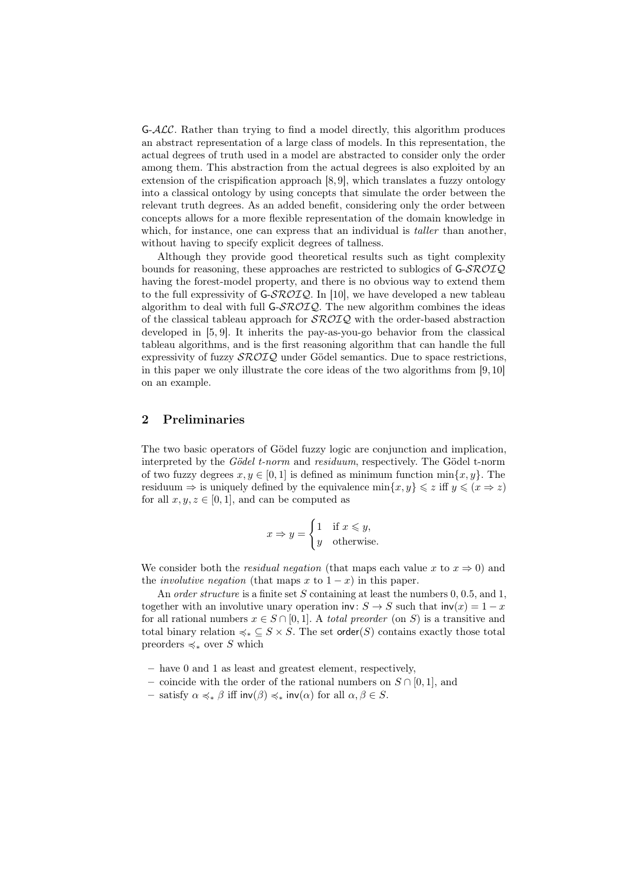G-$\mathcal{ALC}$. Rather than trying to find a model directly, this algorithm produces an abstract representation of a large class of models. In this representation, the actual degrees of truth used in a model are abstracted to consider only the order among them. This abstraction from the actual degrees is also exploited by an extension of the crispification approach [8, 9], which translates a fuzzy ontology into a classical ontology by using concepts that simulate the order between the relevant truth degrees. As an added benefit, considering only the order between concepts allows for a more flexible representation of the domain knowledge in which, for instance, one can express that an individual is *taller* than another, without having to specify explicit degrees of tallness.

Although they provide good theoretical results such as tight complexity bounds for reasoning, these approaches are restricted to sublogics of G-$\mathcal{SROIQ}$ having the forest-model property, and there is no obvious way to extend them to the full expressivity of G-$\mathcal{SROIQ}$. In [10], we have developed a new tableau algorithm to deal with full G-$\mathcal{SROIQ}$. The new algorithm combines the ideas of the classical tableau approach for $\mathcal{SROIQ}$ with the order-based abstraction developed in [5, 9]. It inherits the pay-as-you-go behavior from the classical tableau algorithms, and is the first reasoning algorithm that can handle the full expressivity of fuzzy $\mathcal{SROIQ}$ under Gödel semantics. Due to space restrictions, in this paper we only illustrate the core ideas of the two algorithms from [9, 10] on an example.

## 2 Preliminaries

The two basic operators of Gödel fuzzy logic are conjunction and implication, interpreted by the *Gödel t-norm* and *residuum*, respectively. The Gödel t-norm of two fuzzy degrees $x, y \in [0, 1]$ is defined as minimum function $\min\{x, y\}$. The residuum $\Rightarrow$ is uniquely defined by the equivalence $\min\{x, y\} \leqslant z$ iff $y \leqslant (x \Rightarrow z)$ for all $x, y, z \in [0, 1]$, and can be computed as

$$x \Rightarrow y = \begin{cases} 1 & \text{if } x \leqslant y, \\ y & \text{otherwise.} \end{cases}$$

We consider both the *residual negation* (that maps each value $x$ to $x \Rightarrow 0$) and the *involutive negation* (that maps $x$ to $1 - x$) in this paper.

An *order structure* is a finite set $S$ containing at least the numbers 0, 0.5, and 1, together with an involutive unary operation $\mathsf{inv}\colon S \to S$ such that $\mathsf{inv}(x) = 1 - x$ for all rational numbers $x \in S \cap [0, 1]$. A *total preorder* (on $S$) is a transitive and total binary relation $\preccurlyeq_* \subseteq S \times S$. The set $\mathsf{order}(S)$ contains exactly those total preorders $\preccurlyeq_*$ over $S$ which

- have 0 and 1 as least and greatest element, respectively,
- coincide with the order of the rational numbers on $S \cap [0, 1]$, and
- satisfy $\alpha \preccurlyeq_* \beta$ iff $\mathsf{inv}(\beta) \preccurlyeq_* \mathsf{inv}(\alpha)$ for all $\alpha, \beta \in S$.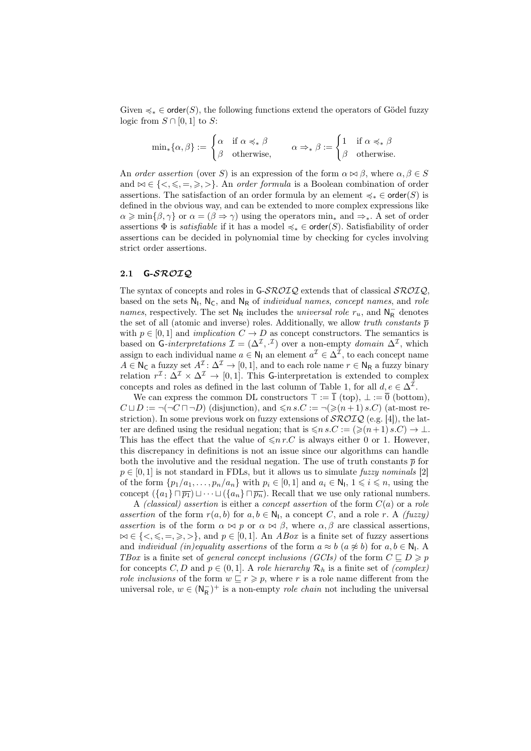Given $\preccurlyeq_* \in \mathsf{order}(S)$, the following functions extend the operators of Gödel fuzzy logic from $S \cap [0,1]$ to $S$:

$$\min_*\{\alpha,\beta\} := \begin{cases} \alpha & \text{if } \alpha \preccurlyeq_* \beta \\ \beta & \text{otherwise,} \end{cases} \qquad \alpha \Rightarrow_* \beta := \begin{cases} 1 & \text{if } \alpha \preccurlyeq_* \beta \\ \beta & \text{otherwise.} \end{cases}$$

An *order assertion* (over $S$) is an expression of the form $\alpha \bowtie \beta$, where $\alpha, \beta \in S$ and $\bowtie \in \{<, \leqslant, =, \geqslant, >\}$. An *order formula* is a Boolean combination of order assertions. The satisfaction of an order formula by an element $\preccurlyeq_* \in \mathsf{order}(S)$ is defined in the obvious way, and can be extended to more complex expressions like $\alpha \geqslant \min\{\beta, \gamma\}$ or $\alpha = (\beta \Rightarrow \gamma)$ using the operators $\min_*$ and $\Rightarrow_*$. A set of order assertions $\Phi$ is *satisfiable* if it has a model $\preccurlyeq_* \in \mathsf{order}(S)$. Satisfiability of order assertions can be decided in polynomial time by checking for cycles involving strict order assertions.

### 2.1 G-$\mathcal{SROIQ}$

The syntax of concepts and roles in G-$\mathcal{SROIQ}$ extends that of classical $\mathcal{SROIQ}$, based on the sets $\mathsf{N_I}$, $\mathsf{N_C}$, and $\mathsf{N_R}$ of *individual names*, *concept names*, and *role names*, respectively. The set $\mathsf{N_R}$ includes the *universal role* $r_u$, and $\mathsf{N_R^-}$ denotes the set of all (atomic and inverse) roles. Additionally, we allow *truth constants* $\overline{p}$ with $p \in [0,1]$ and *implication* $C \to D$ as concept constructors. The semantics is based on G-*interpretations* $\mathcal{I} = (\Delta^\mathcal{I}, \cdot^\mathcal{I})$ over a non-empty *domain* $\Delta^\mathcal{I}$, which assign to each individual name $a \in \mathsf{N_I}$ an element $a^\mathcal{I} \in \Delta^\mathcal{I}$, to each concept name $A \in \mathsf{N_C}$ a fuzzy set $A^\mathcal{I} \colon \Delta^\mathcal{I} \to [0,1]$, and to each role name $r \in \mathsf{N_R}$ a fuzzy binary relation $r^\mathcal{I} \colon \Delta^\mathcal{I} \times \Delta^\mathcal{I} \to [0,1]$. This G-interpretation is extended to complex concepts and roles as defined in the last column of Table 1, for all $d, e \in \Delta^\mathcal{I}$.

We can express the common DL constructors $\top := \overline{1}$ (top), $\bot := \overline{0}$ (bottom), $C \sqcup D := \neg(\neg C \sqcap \neg D)$ (disjunction), and $\leqslant n\, s.C := \neg(\geqslant (n+1)\, s.C)$ (at-most restriction). In some previous work on fuzzy extensions of $\mathcal{SROIQ}$ (e.g. [4]), the latter are defined using the residual negation; that is $\leqslant n\, s.C := (\geqslant (n+1)\, s.C) \to \bot$. This has the effect that the value of $\leqslant n\, r.C$ is always either 0 or 1. However, this discrepancy in definitions is not an issue since our algorithms can handle both the involutive and the residual negation. The use of truth constants $\overline{p}$ for $p \in [0,1]$ is not standard in FDLs, but it allows us to simulate *fuzzy nominals* [2] of the form $\{p_1/a_1, \dots, p_n/a_n\}$ with $p_i \in [0,1]$ and $a_i \in \mathsf{N_I}$, $1 \leqslant i \leqslant n$, using the concept $(\{a_1\} \sqcap \overline{p_1}) \sqcup \dots \sqcup (\{a_n\} \sqcap \overline{p_n})$. Recall that we use only rational numbers.

A *(classical) assertion* is either a *concept assertion* of the form $C(a)$ or a *role assertion* of the form $r(a,b)$ for $a, b \in \mathsf{N_I}$, a concept $C$, and a role $r$. A *(fuzzy) assertion* is of the form $\alpha \bowtie p$ or $\alpha \bowtie \beta$, where $\alpha, \beta$ are classical assertions, $\bowtie \in \{<, \leqslant, =, \geqslant, >\}$, and $p \in [0,1]$. An *ABox* is a finite set of fuzzy assertions and *individual (in)equality assertions* of the form $a \approx b$ ($a \not\approx b$) for $a, b \in \mathsf{N_I}$. A *TBox* is a finite set of *general concept inclusions (GCIs)* of the form $C \sqsubseteq D \geqslant p$ for concepts $C, D$ and $p \in (0,1]$. A *role hierarchy* $\mathcal{R}_h$ is a finite set of *(complex) role inclusions* of the form $w \sqsubseteq r \geqslant p$, where $r$ is a role name different from the universal role, $w \in (\mathsf{N_R^-})^+$ is a non-empty *role chain* not including the universal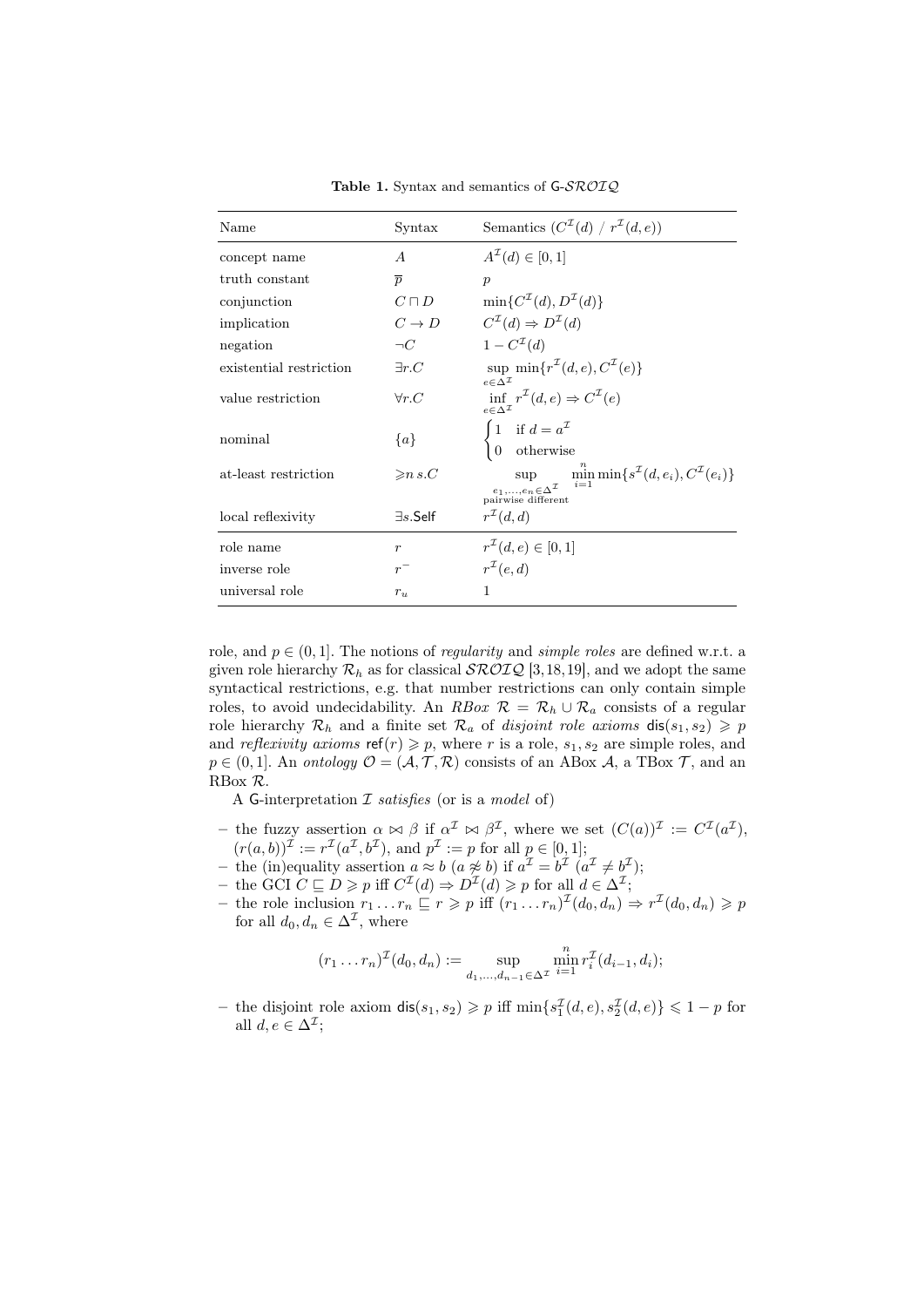**Table 1.** Syntax and semantics of G-$\mathcal{SROIQ}$

| Name | Syntax | Semantics ($C^{\mathcal{I}}(d)$ / $r^{\mathcal{I}}(d,e)$) |
|---|---|---|
| concept name | $A$ | $A^{\mathcal{I}}(d) \in [0,1]$ |
| truth constant | $\overline{p}$ | $p$ |
| conjunction | $C \sqcap D$ | $\min\{C^{\mathcal{I}}(d), D^{\mathcal{I}}(d)\}$ |
| implication | $C \to D$ | $C^{\mathcal{I}}(d) \Rightarrow D^{\mathcal{I}}(d)$ |
| negation | $\neg C$ | $1 - C^{\mathcal{I}}(d)$ |
| existential restriction | $\exists r.C$ | $\sup_{e \in \Delta^{\mathcal{I}}} \min\{r^{\mathcal{I}}(d,e), C^{\mathcal{I}}(e)\}$ |
| value restriction | $\forall r.C$ | $\inf_{e \in \Delta^{\mathcal{I}}} r^{\mathcal{I}}(d,e) \Rightarrow C^{\mathcal{I}}(e)$ |
| nominal | $\{a\}$ | $\begin{cases} 1 & \text{if } d = a^{\mathcal{I}} \\ 0 & \text{otherwise} \end{cases}$ |
| at-least restriction | $\geqslant n\, s.C$ | $\sup_{\substack{e_1,\dots,e_n \in \Delta^{\mathcal{I}} \\ \text{pairwise different}}} \min_{i=1}^{n} \min\{s^{\mathcal{I}}(d,e_i), C^{\mathcal{I}}(e_i)\}$ |
| local reflexivity | $\exists s.\mathsf{Self}$ | $r^{\mathcal{I}}(d,d)$ |
| role name | $r$ | $r^{\mathcal{I}}(d,e) \in [0,1]$ |
| inverse role | $r^-$ | $r^{\mathcal{I}}(e,d)$ |
| universal role | $r_u$ | 1 |

role, and $p \in (0,1]$. The notions of *regularity* and *simple roles* are defined w.r.t. a given role hierarchy $\mathcal{R}_h$ as for classical $\mathcal{SROIQ}$ [3,18,19], and we adopt the same syntactical restrictions, e.g. that number restrictions can only contain simple roles, to avoid undecidability. An *RBox* $\mathcal{R} = \mathcal{R}_h \cup \mathcal{R}_a$ consists of a regular role hierarchy $\mathcal{R}_h$ and a finite set $\mathcal{R}_a$ of *disjoint role axioms* $\mathsf{dis}(s_1,s_2) \geqslant p$ and *reflexivity axioms* $\mathsf{ref}(r) \geqslant p$, where $r$ is a role, $s_1, s_2$ are simple roles, and $p \in (0,1]$. An *ontology* $\mathcal{O} = (\mathcal{A}, \mathcal{T}, \mathcal{R})$ consists of an ABox $\mathcal{A}$, a TBox $\mathcal{T}$, and an RBox $\mathcal{R}$.

A G-interpretation $\mathcal{I}$ *satisfies* (or is a *model* of)

- the fuzzy assertion $\alpha \bowtie \beta$ if $\alpha^{\mathcal{I}} \bowtie \beta^{\mathcal{I}}$, where we set $(C(a))^{\mathcal{I}} := C^{\mathcal{I}}(a^{\mathcal{I}})$, $(r(a,b))^{\mathcal{I}} := r^{\mathcal{I}}(a^{\mathcal{I}}, b^{\mathcal{I}})$, and $p^{\mathcal{I}} := p$ for all $p \in [0,1]$;
- the (in)equality assertion $a \approx b$ ($a \not\approx b$) if $a^{\mathcal{I}} = b^{\mathcal{I}}$ ($a^{\mathcal{I}} \neq b^{\mathcal{I}}$);
- the GCI $C \sqsubseteq D \geqslant p$ iff $C^{\mathcal{I}}(d) \Rightarrow D^{\mathcal{I}}(d) \geqslant p$ for all $d \in \Delta^{\mathcal{I}}$;
- the role inclusion $r_1 \dots r_n \sqsubseteq r \geqslant p$ iff $(r_1 \dots r_n)^{\mathcal{I}}(d_0, d_n) \Rightarrow r^{\mathcal{I}}(d_0, d_n) \geqslant p$ for all $d_0, d_n \in \Delta^{\mathcal{I}}$, where

$$(r_1 \dots r_n)^{\mathcal{I}}(d_0, d_n) := \sup_{d_1,\dots,d_{n-1} \in \Delta^{\mathcal{I}}} \min_{i=1}^{n} r_i^{\mathcal{I}}(d_{i-1}, d_i);$$

- the disjoint role axiom $\mathsf{dis}(s_1,s_2) \geqslant p$ iff $\min\{s_1^{\mathcal{I}}(d,e), s_2^{\mathcal{I}}(d,e)\} \leqslant 1 - p$ for all $d, e \in \Delta^{\mathcal{I}}$;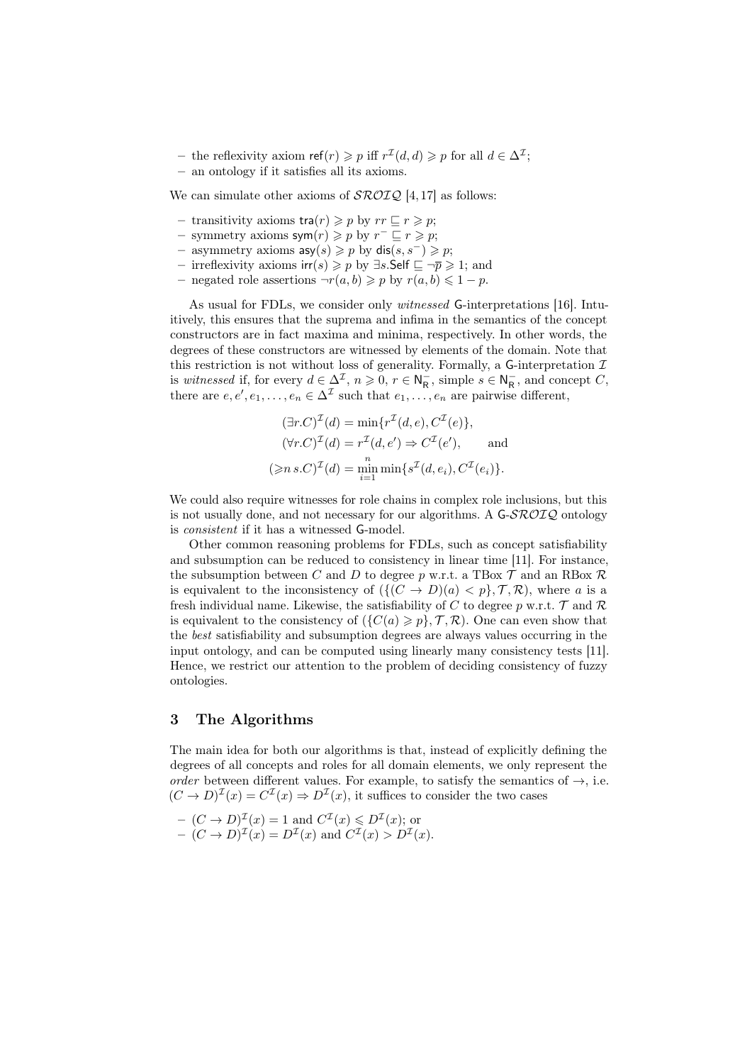- the reflexivity axiom $\mathsf{ref}(r) \geqslant p$ iff $r^{\mathcal{I}}(d,d) \geqslant p$ for all $d \in \Delta^{\mathcal{I}}$;
- an ontology if it satisfies all its axioms.

We can simulate other axioms of $\mathcal{SROIQ}$ [4, 17] as follows:

- transitivity axioms $\mathsf{tra}(r) \geqslant p$ by $rr \sqsubseteq r \geqslant p$;
- symmetry axioms $\mathsf{sym}(r) \geqslant p$ by $r^- \sqsubseteq r \geqslant p$;
- asymmetry axioms $\mathsf{asy}(s) \geqslant p$ by $\mathsf{dis}(s, s^-) \geqslant p$;
- irreflexivity axioms $\mathsf{irr}(s) \geqslant p$ by $\exists s.\mathsf{Self} \sqsubseteq \neg\overline{p} \geqslant 1$; and
- negated role assertions $\neg r(a,b) \geqslant p$ by $r(a,b) \leqslant 1-p$.

As usual for FDLs, we consider only *witnessed* $\mathsf{G}$-interpretations [16]. Intuitively, this ensures that the suprema and infima in the semantics of the concept constructors are in fact maxima and minima, respectively. In other words, the degrees of these constructors are witnessed by elements of the domain. Note that this restriction is not without loss of generality. Formally, a $\mathsf{G}$-interpretation $\mathcal{I}$ is *witnessed* if, for every $d \in \Delta^{\mathcal{I}}$, $n \geqslant 0$, $r \in \mathsf{N}_\mathsf{R}^-$, simple $s \in \mathsf{N}_\mathsf{R}^-$, and concept $C$, there are $e, e', e_1, \dots, e_n \in \Delta^{\mathcal{I}}$ such that $e_1, \dots, e_n$ are pairwise different,

$$
\begin{aligned}
(\exists r.C)^{\mathcal{I}}(d) &= \min\{r^{\mathcal{I}}(d,e), C^{\mathcal{I}}(e)\}, \\
(\forall r.C)^{\mathcal{I}}(d) &= r^{\mathcal{I}}(d,e') \Rightarrow C^{\mathcal{I}}(e'), \qquad \text{and} \\
(\geqslant n\, s.C)^{\mathcal{I}}(d) &= \min_{i=1}^{n} \min\{s^{\mathcal{I}}(d,e_i), C^{\mathcal{I}}(e_i)\}.
\end{aligned}
$$

We could also require witnesses for role chains in complex role inclusions, but this is not usually done, and not necessary for our algorithms. A $\mathsf{G}$-$\mathcal{SROIQ}$ ontology is *consistent* if it has a witnessed $\mathsf{G}$-model.

Other common reasoning problems for FDLs, such as concept satisfiability and subsumption can be reduced to consistency in linear time [11]. For instance, the subsumption between $C$ and $D$ to degree $p$ w.r.t. a TBox $\mathcal{T}$ and an RBox $\mathcal{R}$ is equivalent to the inconsistency of $(\{(C \to D)(a) < p\}, \mathcal{T}, \mathcal{R})$, where $a$ is a fresh individual name. Likewise, the satisfiability of $C$ to degree $p$ w.r.t. $\mathcal{T}$ and $\mathcal{R}$ is equivalent to the consistency of $(\{C(a) \geqslant p\}, \mathcal{T}, \mathcal{R})$. One can even show that the *best* satisfiability and subsumption degrees are always values occurring in the input ontology, and can be computed using linearly many consistency tests [11]. Hence, we restrict our attention to the problem of deciding consistency of fuzzy ontologies.

## 3 The Algorithms

The main idea for both our algorithms is that, instead of explicitly defining the degrees of all concepts and roles for all domain elements, we only represent the *order* between different values. For example, to satisfy the semantics of $\to$, i.e. $(C \to D)^{\mathcal{I}}(x) = C^{\mathcal{I}}(x) \Rightarrow D^{\mathcal{I}}(x)$, it suffices to consider the two cases

- $(C \to D)^{\mathcal{I}}(x) = 1$ and $C^{\mathcal{I}}(x) \leqslant D^{\mathcal{I}}(x)$; or
- $(C \to D)^{\mathcal{I}}(x) = D^{\mathcal{I}}(x)$ and $C^{\mathcal{I}}(x) > D^{\mathcal{I}}(x)$.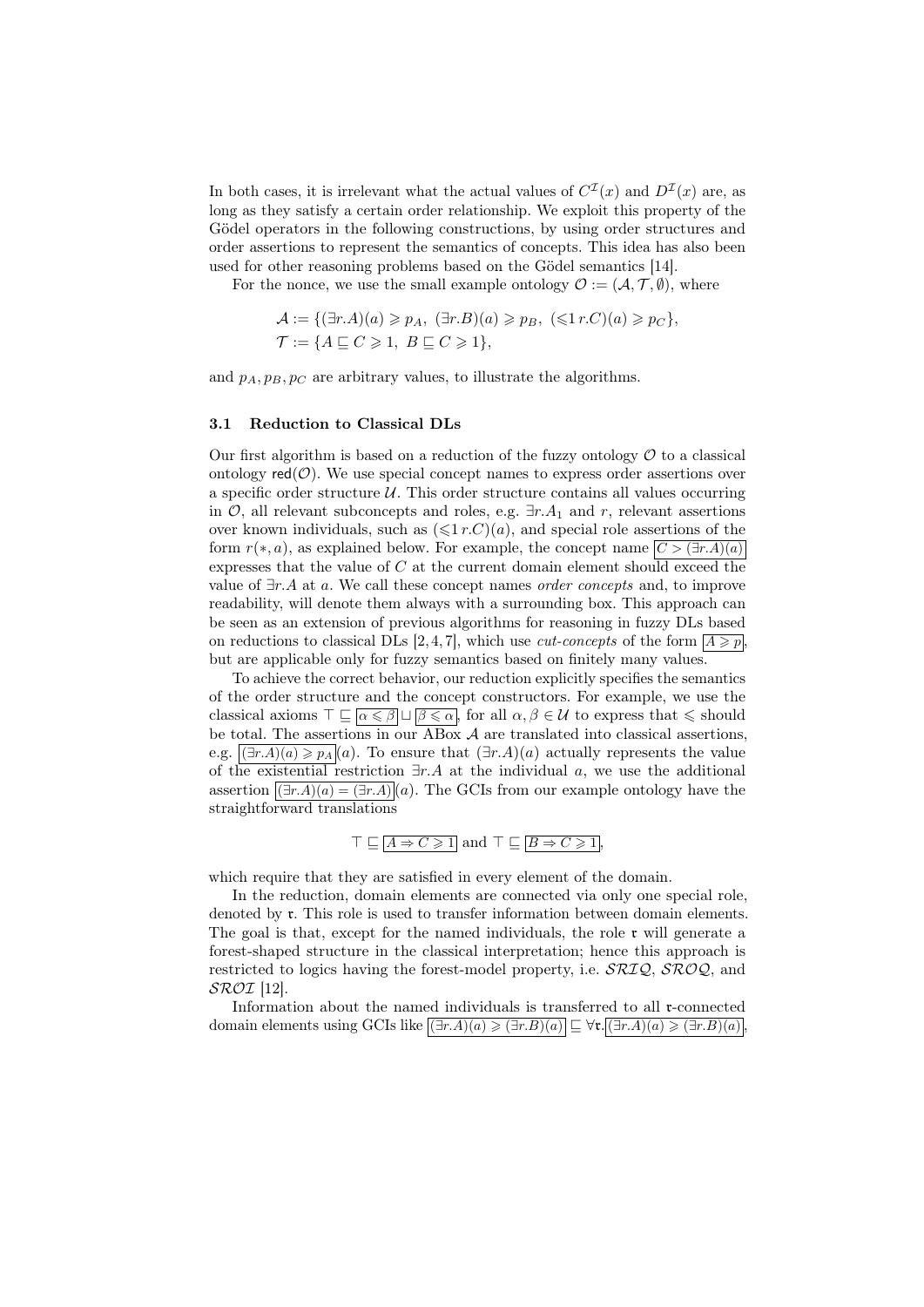In both cases, it is irrelevant what the actual values of $C^{\mathcal{I}}(x)$ and $D^{\mathcal{I}}(x)$ are, as long as they satisfy a certain order relationship. We exploit this property of the Gödel operators in the following constructions, by using order structures and order assertions to represent the semantics of concepts. This idea has also been used for other reasoning problems based on the Gödel semantics [14].

For the nonce, we use the small example ontology $\mathcal{O} := (\mathcal{A}, \mathcal{T}, \emptyset)$, where

$$\mathcal{A} := \{(\exists r.A)(a) \geqslant p_A,\ (\exists r.B)(a) \geqslant p_B,\ ({\leqslant}1\, r.C)(a) \geqslant p_C\},$$
$$\mathcal{T} := \{A \sqsubseteq C \geqslant 1,\ B \sqsubseteq C \geqslant 1\},$$

and $p_A, p_B, p_C$ are arbitrary values, to illustrate the algorithms.

### 3.1 Reduction to Classical DLs

Our first algorithm is based on a reduction of the fuzzy ontology $\mathcal{O}$ to a classical ontology $\mathsf{red}(\mathcal{O})$. We use special concept names to express order assertions over a specific order structure $\mathcal{U}$. This order structure contains all values occurring in $\mathcal{O}$, all relevant subconcepts and roles, e.g. $\exists r.A_1$ and $r$, relevant assertions over known individuals, such as $({\leqslant}1\, r.C)(a)$, and special role assertions of the form $r(*, a)$, as explained below. For example, the concept name $\boxed{C > (\exists r.A)(a)}$ expresses that the value of $C$ at the current domain element should exceed the value of $\exists r.A$ at $a$. We call these concept names *order concepts* and, to improve readability, will denote them always with a surrounding box. This approach can be seen as an extension of previous algorithms for reasoning in fuzzy DLs based on reductions to classical DLs [2, 4, 7], which use *cut-concepts* of the form $\boxed{A \geqslant p}$, but are applicable only for fuzzy semantics based on finitely many values.

To achieve the correct behavior, our reduction explicitly specifies the semantics of the order structure and the concept constructors. For example, we use the classical axioms $\top \sqsubseteq \boxed{\alpha \leqslant \beta} \sqcup \boxed{\beta \leqslant \alpha}$, for all $\alpha, \beta \in \mathcal{U}$ to express that $\leqslant$ should be total. The assertions in our ABox $\mathcal{A}$ are translated into classical assertions, e.g. $\boxed{(\exists r.A)(a) \geqslant p_A}(a)$. To ensure that $(\exists r.A)(a)$ actually represents the value of the existential restriction $\exists r.A$ at the individual $a$, we use the additional assertion $\boxed{(\exists r.A)(a) = (\exists r.A)}(a)$. The GCIs from our example ontology have the straightforward translations

$$\top \sqsubseteq \boxed{A \Rightarrow C \geqslant 1} \text{ and } \top \sqsubseteq \boxed{B \Rightarrow C \geqslant 1},$$

which require that they are satisfied in every element of the domain.

In the reduction, domain elements are connected via only one special role, denoted by $\mathfrak{r}$. This role is used to transfer information between domain elements. The goal is that, except for the named individuals, the role $\mathfrak{r}$ will generate a forest-shaped structure in the classical interpretation; hence this approach is restricted to logics having the forest-model property, i.e. $\mathcal{SRIQ}$, $\mathcal{SROQ}$, and $\mathcal{SROI}$ [12].

Information about the named individuals is transferred to all $\mathfrak{r}$-connected domain elements using GCIs like $\boxed{(\exists r.A)(a) \geqslant (\exists r.B)(a)} \sqsubseteq \forall \mathfrak{r}.\boxed{(\exists r.A)(a) \geqslant (\exists r.B)(a)}$,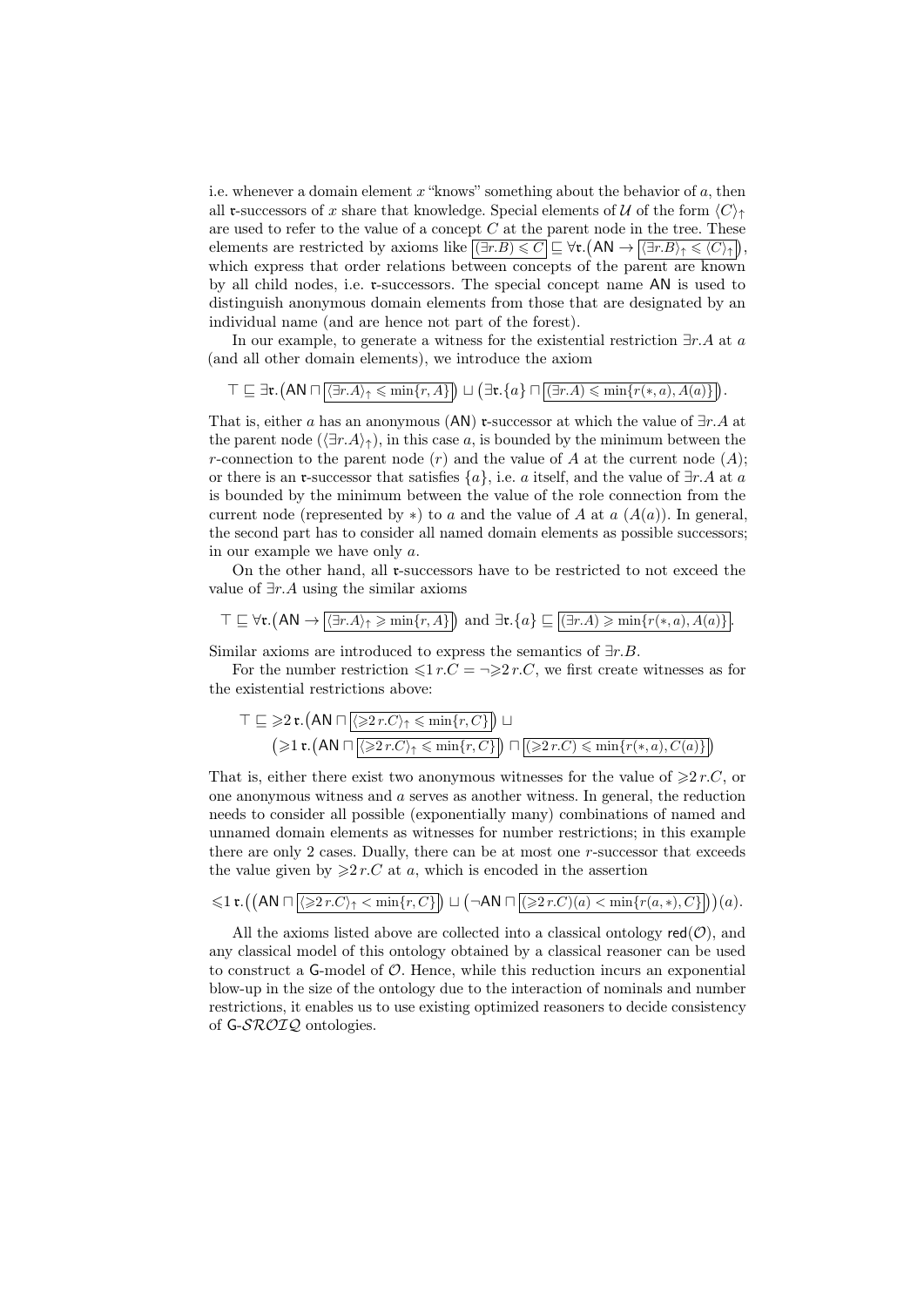i.e. whenever a domain element $x$ "knows" something about the behavior of $a$, then all $\mathfrak{r}$-successors of $x$ share that knowledge. Special elements of $\mathcal{U}$ of the form $\langle C\rangle_\uparrow$ are used to refer to the value of a concept $C$ at the parent node in the tree. These elements are restricted by axioms like $\boxed{(\exists r.B) \leqslant C} \sqsubseteq \forall \mathfrak{r}.\big(\mathsf{AN} \to \boxed{\langle \exists r.B\rangle_\uparrow \leqslant \langle C\rangle_\uparrow}\big)$, which express that order relations between concepts of the parent are known by all child nodes, i.e. $\mathfrak{r}$-successors. The special concept name $\mathsf{AN}$ is used to distinguish anonymous domain elements from those that are designated by an individual name (and are hence not part of the forest).

In our example, to generate a witness for the existential restriction $\exists r.A$ at $a$ (and all other domain elements), we introduce the axiom

$$\top \sqsubseteq \exists \mathfrak{r}.\big(\mathsf{AN} \sqcap \boxed{\langle \exists r.A\rangle_\uparrow \leqslant \min\{r, A\}}\big) \sqcup \big(\exists \mathfrak{r}.\{a\} \sqcap \boxed{(\exists r.A) \leqslant \min\{r(*, a), A(a)\}}\big).$$

That is, either $a$ has an anonymous ($\mathsf{AN}$) $\mathfrak{r}$-successor at which the value of $\exists r.A$ at the parent node ($\langle \exists r.A\rangle_\uparrow$), in this case $a$, is bounded by the minimum between the $r$-connection to the parent node ($r$) and the value of $A$ at the current node ($A$); or there is an $\mathfrak{r}$-successor that satisfies $\{a\}$, i.e. $a$ itself, and the value of $\exists r.A$ at $a$ is bounded by the minimum between the value of the role connection from the current node (represented by $*$) to $a$ and the value of $A$ at $a$ ($A(a)$). In general, the second part has to consider all named domain elements as possible successors; in our example we have only $a$.

On the other hand, all $\mathfrak{r}$-successors have to be restricted to not exceed the value of $\exists r.A$ using the similar axioms

$$\top \sqsubseteq \forall \mathfrak{r}.\big(\mathsf{AN} \to \boxed{\langle \exists r.A\rangle_\uparrow \geqslant \min\{r, A\}}\big) \text{ and } \exists \mathfrak{r}.\{a\} \sqsubseteq \boxed{(\exists r.A) \geqslant \min\{r(*, a), A(a)\}}.$$

Similar axioms are introduced to express the semantics of $\exists r.B$.

For the number restriction $\leqslant 1\, r.C = \neg{\geqslant} 2\, r.C$, we first create witnesses as for the existential restrictions above:

$$\begin{aligned}\top \sqsubseteq {\geqslant} 2\, \mathfrak{r}.\big(&\mathsf{AN} \sqcap \boxed{\langle {\geqslant} 2\, r.C\rangle_\uparrow \leqslant \min\{r, C\}}\big) \sqcup \\ &\big({\geqslant} 1\, \mathfrak{r}.\big(\mathsf{AN} \sqcap \boxed{\langle {\geqslant} 2\, r.C\rangle_\uparrow \leqslant \min\{r, C\}}\big) \sqcap \boxed{({\geqslant} 2\, r.C) \leqslant \min\{r(*, a), C(a)\}}\big)\end{aligned}$$

That is, either there exist two anonymous witnesses for the value of ${\geqslant} 2\, r.C$, or one anonymous witness and $a$ serves as another witness. In general, the reduction needs to consider all possible (exponentially many) combinations of named and unnamed domain elements as witnesses for number restrictions; in this example there are only 2 cases. Dually, there can be at most one $r$-successor that exceeds the value given by ${\geqslant} 2\, r.C$ at $a$, which is encoded in the assertion

$${\leqslant} 1\, \mathfrak{r}.\big(\big(\mathsf{AN} \sqcap \boxed{\langle {\geqslant} 2\, r.C\rangle_\uparrow < \min\{r, C\}}\big) \sqcup \big(\neg\mathsf{AN} \sqcap \boxed{({\geqslant} 2\, r.C)(a) < \min\{r(a, *), C\}}\big)\big)(a).$$

All the axioms listed above are collected into a classical ontology $\mathsf{red}(\mathcal{O})$, and any classical model of this ontology obtained by a classical reasoner can be used to construct a $\mathsf{G}$-model of $\mathcal{O}$. Hence, while this reduction incurs an exponential blow-up in the size of the ontology due to the interaction of nominals and number restrictions, it enables us to use existing optimized reasoners to decide consistency of $\mathsf{G}$-$\mathcal{SROIQ}$ ontologies.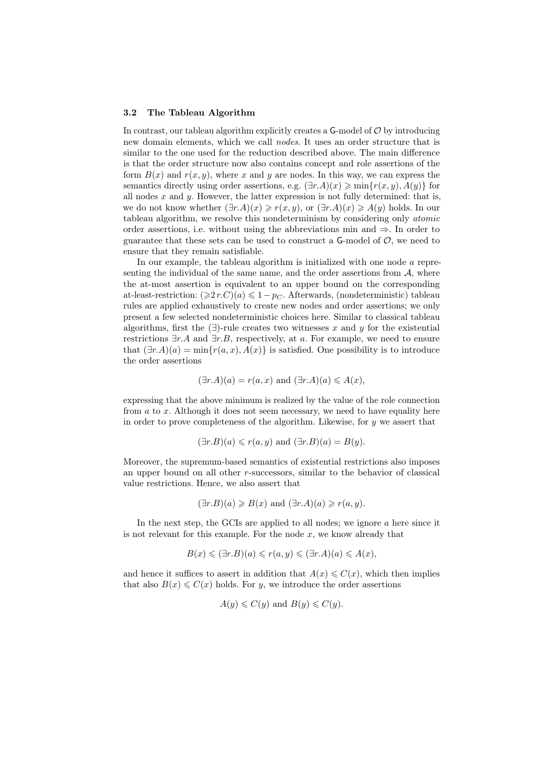### 3.2 The Tableau Algorithm

In contrast, our tableau algorithm explicitly creates a $\mathsf{G}$-model of $\mathcal{O}$ by introducing new domain elements, which we call *nodes*. It uses an order structure that is similar to the one used for the reduction described above. The main difference is that the order structure now also contains concept and role assertions of the form $B(x)$ and $r(x,y)$, where $x$ and $y$ are nodes. In this way, we can express the semantics directly using order assertions, e.g. $(\exists r.A)(x) \geqslant \min\{r(x,y), A(y)\}$ for all nodes $x$ and $y$. However, the latter expression is not fully determined: that is, we do not know whether $(\exists r.A)(x) \geqslant r(x,y)$, or $(\exists r.A)(x) \geqslant A(y)$ holds. In our tableau algorithm, we resolve this nondeterminism by considering only *atomic* order assertions, i.e. without using the abbreviations min and $\Rightarrow$. In order to guarantee that these sets can be used to construct a $\mathsf{G}$-model of $\mathcal{O}$, we need to ensure that they remain satisfiable.

In our example, the tableau algorithm is initialized with one node $a$ representing the individual of the same name, and the order assertions from $\mathcal{A}$, where the at-most assertion is equivalent to an upper bound on the corresponding at-least-restriction: $({\geqslant}2\, r.C)(a) \leqslant 1 - p_C$. Afterwards, (nondeterministic) tableau rules are applied exhaustively to create new nodes and order assertions; we only present a few selected nondeterministic choices here. Similar to classical tableau algorithms, first the $(\exists)$-rule creates two witnesses $x$ and $y$ for the existential restrictions $\exists r.A$ and $\exists r.B$, respectively, at $a$. For example, we need to ensure that $(\exists r.A)(a) = \min\{r(a,x), A(x)\}$ is satisfied. One possibility is to introduce the order assertions

$$(\exists r.A)(a) = r(a,x) \text{ and } (\exists r.A)(a) \leqslant A(x),$$

expressing that the above minimum is realized by the value of the role connection from $a$ to $x$. Although it does not seem necessary, we need to have equality here in order to prove completeness of the algorithm. Likewise, for $y$ we assert that

$$(\exists r.B)(a) \leqslant r(a,y) \text{ and } (\exists r.B)(a) = B(y).$$

Moreover, the supremum-based semantics of existential restrictions also imposes an upper bound on all other $r$-successors, similar to the behavior of classical value restrictions. Hence, we also assert that

$$(\exists r.B)(a) \geqslant B(x) \text{ and } (\exists r.A)(a) \geqslant r(a,y).$$

In the next step, the GCIs are applied to all nodes; we ignore $a$ here since it is not relevant for this example. For the node $x$, we know already that

$$B(x) \leqslant (\exists r.B)(a) \leqslant r(a,y) \leqslant (\exists r.A)(a) \leqslant A(x),$$

and hence it suffices to assert in addition that $A(x) \leqslant C(x)$, which then implies that also $B(x) \leqslant C(x)$ holds. For $y$, we introduce the order assertions

$$A(y) \leqslant C(y) \text{ and } B(y) \leqslant C(y).$$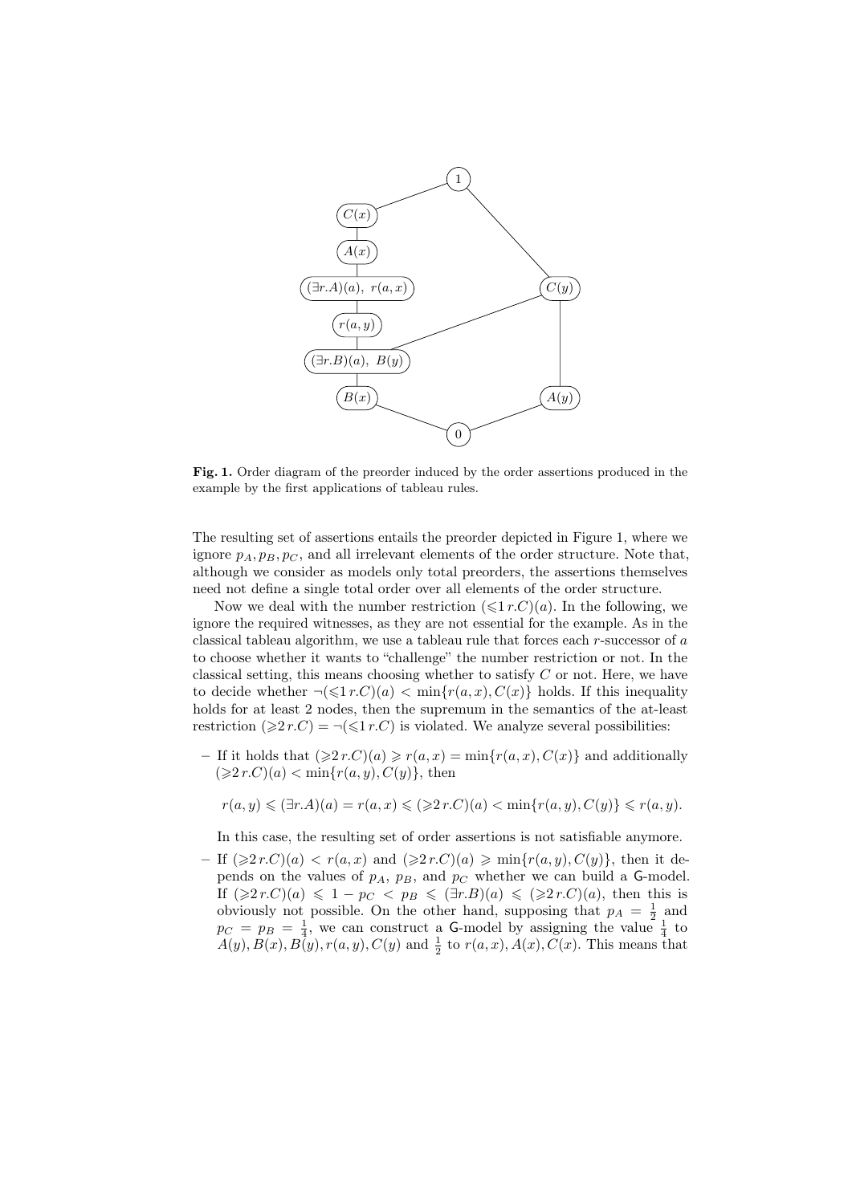**Fig. 1.** Order diagram of the preorder induced by the order assertions produced in the example by the first applications of tableau rules.

The resulting set of assertions entails the preorder depicted in Figure 1, where we ignore $p_A, p_B, p_C$, and all irrelevant elements of the order structure. Note that, although we consider as models only total preorders, the assertions themselves need not define a single total order over all elements of the order structure.

Now we deal with the number restriction $(\leqslant 1\, r.C)(a)$. In the following, we ignore the required witnesses, as they are not essential for the example. As in the classical tableau algorithm, we use a tableau rule that forces each $r$-successor of $a$ to choose whether it wants to "challenge" the number restriction or not. In the classical setting, this means choosing whether to satisfy $C$ or not. Here, we have to decide whether $\neg(\leqslant 1\, r.C)(a) < \min\{r(a,x), C(x)\}$ holds. If this inequality holds for at least 2 nodes, then the supremum in the semantics of the at-least restriction $(\geqslant 2\, r.C) = \neg(\leqslant 1\, r.C)$ is violated. We analyze several possibilities:

- If it holds that $(\geqslant 2\, r.C)(a) \geqslant r(a,x) = \min\{r(a,x), C(x)\}$ and additionally $(\geqslant 2\, r.C)(a) < \min\{r(a,y), C(y)\}$, then

  $$r(a,y) \leqslant (\exists r.A)(a) = r(a,x) \leqslant (\geqslant 2\, r.C)(a) < \min\{r(a,y), C(y)\} \leqslant r(a,y).$$

  In this case, the resulting set of order assertions is not satisfiable anymore.
- If $(\geqslant 2\, r.C)(a) < r(a,x)$ and $(\geqslant 2\, r.C)(a) \geqslant \min\{r(a,y), C(y)\}$, then it depends on the values of $p_A$, $p_B$, and $p_C$ whether we can build a $\mathsf{G}$-model. If $(\geqslant 2\, r.C)(a) \leqslant 1 - p_C < p_B \leqslant (\exists r.B)(a) \leqslant (\geqslant 2\, r.C)(a)$, then this is obviously not possible. On the other hand, supposing that $p_A = \frac{1}{2}$ and $p_C = p_B = \frac{1}{4}$, we can construct a $\mathsf{G}$-model by assigning the value $\frac{1}{4}$ to $A(y), B(x), B(y), r(a,y), C(y)$ and $\frac{1}{2}$ to $r(a,x), A(x), C(x)$. This means that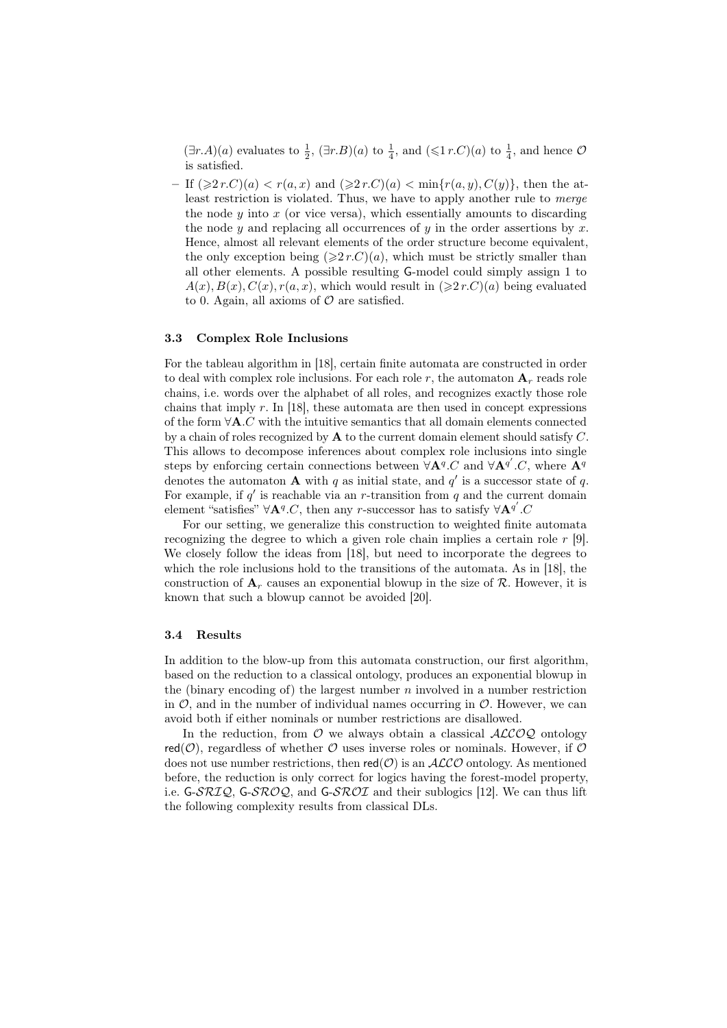$(\exists r.A)(a)$ evaluates to $\frac{1}{2}$, $(\exists r.B)(a)$ to $\frac{1}{4}$, and $(\leqslant 1\, r.C)(a)$ to $\frac{1}{4}$, and hence $\mathcal{O}$ is satisfied.

– If $(\geqslant 2\, r.C)(a) < r(a,x)$ and $(\geqslant 2\, r.C)(a) < \min\{r(a,y), C(y)\}$, then the at-least restriction is violated. Thus, we have to apply another rule to *merge* the node $y$ into $x$ (or vice versa), which essentially amounts to discarding the node $y$ and replacing all occurrences of $y$ in the order assertions by $x$. Hence, almost all relevant elements of the order structure become equivalent, the only exception being $(\geqslant 2\, r.C)(a)$, which must be strictly smaller than all other elements. A possible resulting G-model could simply assign 1 to $A(x), B(x), C(x), r(a,x)$, which would result in $(\geqslant 2\, r.C)(a)$ being evaluated to 0. Again, all axioms of $\mathcal{O}$ are satisfied.

### 3.3 Complex Role Inclusions

For the tableau algorithm in [18], certain finite automata are constructed in order to deal with complex role inclusions. For each role $r$, the automaton $\mathbf{A}_r$ reads role chains, i.e. words over the alphabet of all roles, and recognizes exactly those role chains that imply $r$. In [18], these automata are then used in concept expressions of the form $\forall\mathbf{A}.C$ with the intuitive semantics that all domain elements connected by a chain of roles recognized by $\mathbf{A}$ to the current domain element should satisfy $C$. This allows to decompose inferences about complex role inclusions into single steps by enforcing certain connections between $\forall\mathbf{A}^q.C$ and $\forall\mathbf{A}^{q'}.C$, where $\mathbf{A}^q$ denotes the automaton $\mathbf{A}$ with $q$ as initial state, and $q'$ is a successor state of $q$. For example, if $q'$ is reachable via an $r$-transition from $q$ and the current domain element "satisfies" $\forall\mathbf{A}^q.C$, then any $r$-successor has to satisfy $\forall\mathbf{A}^{q'}.C$

For our setting, we generalize this construction to weighted finite automata recognizing the degree to which a given role chain implies a certain role $r$ [9]. We closely follow the ideas from [18], but need to incorporate the degrees to which the role inclusions hold to the transitions of the automata. As in [18], the construction of $\mathbf{A}_r$ causes an exponential blowup in the size of $\mathcal{R}$. However, it is known that such a blowup cannot be avoided [20].

### 3.4 Results

In addition to the blow-up from this automata construction, our first algorithm, based on the reduction to a classical ontology, produces an exponential blowup in the (binary encoding of) the largest number $n$ involved in a number restriction in $\mathcal{O}$, and in the number of individual names occurring in $\mathcal{O}$. However, we can avoid both if either nominals or number restrictions are disallowed.

In the reduction, from $\mathcal{O}$ we always obtain a classical $\mathcal{ALCOQ}$ ontology $\mathsf{red}(\mathcal{O})$, regardless of whether $\mathcal{O}$ uses inverse roles or nominals. However, if $\mathcal{O}$ does not use number restrictions, then $\mathsf{red}(\mathcal{O})$ is an $\mathcal{ALCO}$ ontology. As mentioned before, the reduction is only correct for logics having the forest-model property, i.e. G-$\mathcal{SRIQ}$, G-$\mathcal{SROQ}$, and G-$\mathcal{SROI}$ and their sublogics [12]. We can thus lift the following complexity results from classical DLs.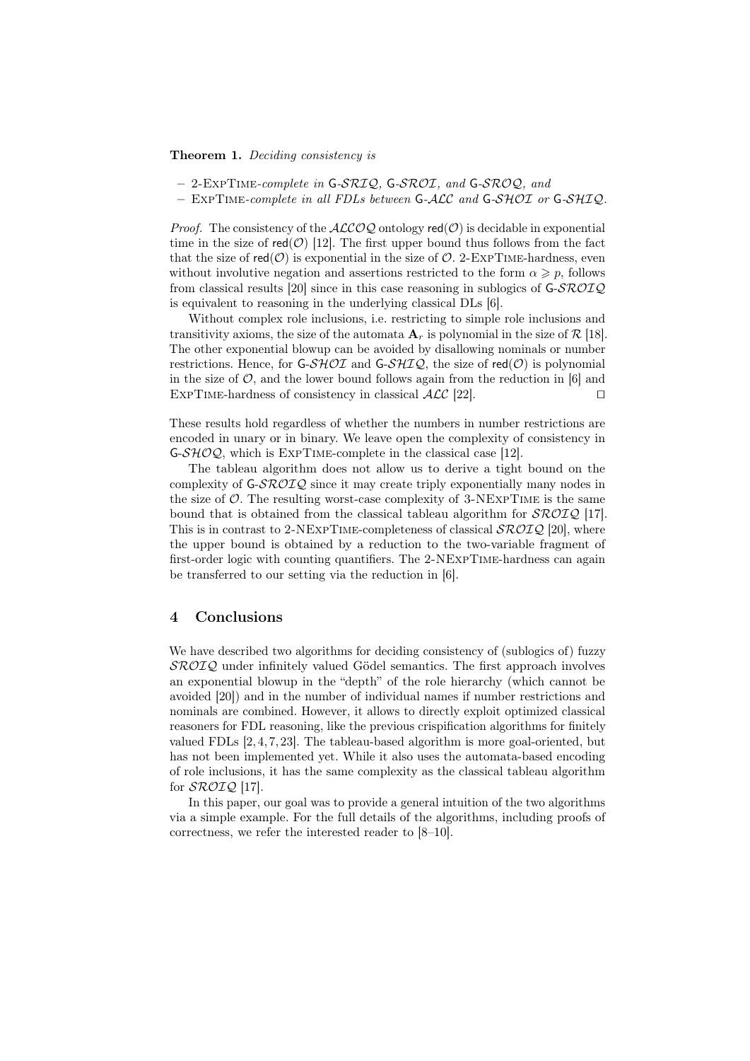**Theorem 1.** *Deciding consistency is*

- *2-ExpTime-complete in* $\mathsf{G}$-$\mathcal{SRIQ}$*,* $\mathsf{G}$-$\mathcal{SROI}$*, and* $\mathsf{G}$-$\mathcal{SROQ}$*, and*
- *ExpTime-complete in all FDLs between* $\mathsf{G}$-$\mathcal{ALC}$ *and* $\mathsf{G}$-$\mathcal{SHOI}$ *or* $\mathsf{G}$-$\mathcal{SHIQ}$*.*

*Proof.* The consistency of the $\mathcal{ALCOQ}$ ontology $\mathsf{red}(\mathcal{O})$ is decidable in exponential time in the size of $\mathsf{red}(\mathcal{O})$ [12]. The first upper bound thus follows from the fact that the size of $\mathsf{red}(\mathcal{O})$ is exponential in the size of $\mathcal{O}$. 2-ExpTime-hardness, even without involutive negation and assertions restricted to the form $\alpha \geqslant p$, follows from classical results [20] since in this case reasoning in sublogics of $\mathsf{G}$-$\mathcal{SROIQ}$ is equivalent to reasoning in the underlying classical DLs [6].

Without complex role inclusions, i.e. restricting to simple role inclusions and transitivity axioms, the size of the automata $\mathbf{A}_r$ is polynomial in the size of $\mathcal{R}$ [18]. The other exponential blowup can be avoided by disallowing nominals or number restrictions. Hence, for $\mathsf{G}$-$\mathcal{SHOI}$ and $\mathsf{G}$-$\mathcal{SHIQ}$, the size of $\mathsf{red}(\mathcal{O})$ is polynomial in the size of $\mathcal{O}$, and the lower bound follows again from the reduction in [6] and ExpTime-hardness of consistency in classical $\mathcal{ALC}$ [22]. ◻

These results hold regardless of whether the numbers in number restrictions are encoded in unary or in binary. We leave open the complexity of consistency in $\mathsf{G}$-$\mathcal{SHOQ}$, which is ExpTime-complete in the classical case [12].

The tableau algorithm does not allow us to derive a tight bound on the complexity of $\mathsf{G}$-$\mathcal{SROIQ}$ since it may create triply exponentially many nodes in the size of $\mathcal{O}$. The resulting worst-case complexity of 3-NExpTime is the same bound that is obtained from the classical tableau algorithm for $\mathcal{SROIQ}$ [17]. This is in contrast to 2-NExpTime-completeness of classical $\mathcal{SROIQ}$ [20], where the upper bound is obtained by a reduction to the two-variable fragment of first-order logic with counting quantifiers. The 2-NExpTime-hardness can again be transferred to our setting via the reduction in [6].

## 4 Conclusions

We have described two algorithms for deciding consistency of (sublogics of) fuzzy $\mathcal{SROIQ}$ under infinitely valued Gödel semantics. The first approach involves an exponential blowup in the "depth" of the role hierarchy (which cannot be avoided [20]) and in the number of individual names if number restrictions and nominals are combined. However, it allows to directly exploit optimized classical reasoners for FDL reasoning, like the previous crispification algorithms for finitely valued FDLs [2, 4, 7, 23]. The tableau-based algorithm is more goal-oriented, but has not been implemented yet. While it also uses the automata-based encoding of role inclusions, it has the same complexity as the classical tableau algorithm for $\mathcal{SROIQ}$ [17].

In this paper, our goal was to provide a general intuition of the two algorithms via a simple example. For the full details of the algorithms, including proofs of correctness, we refer the interested reader to [8–10].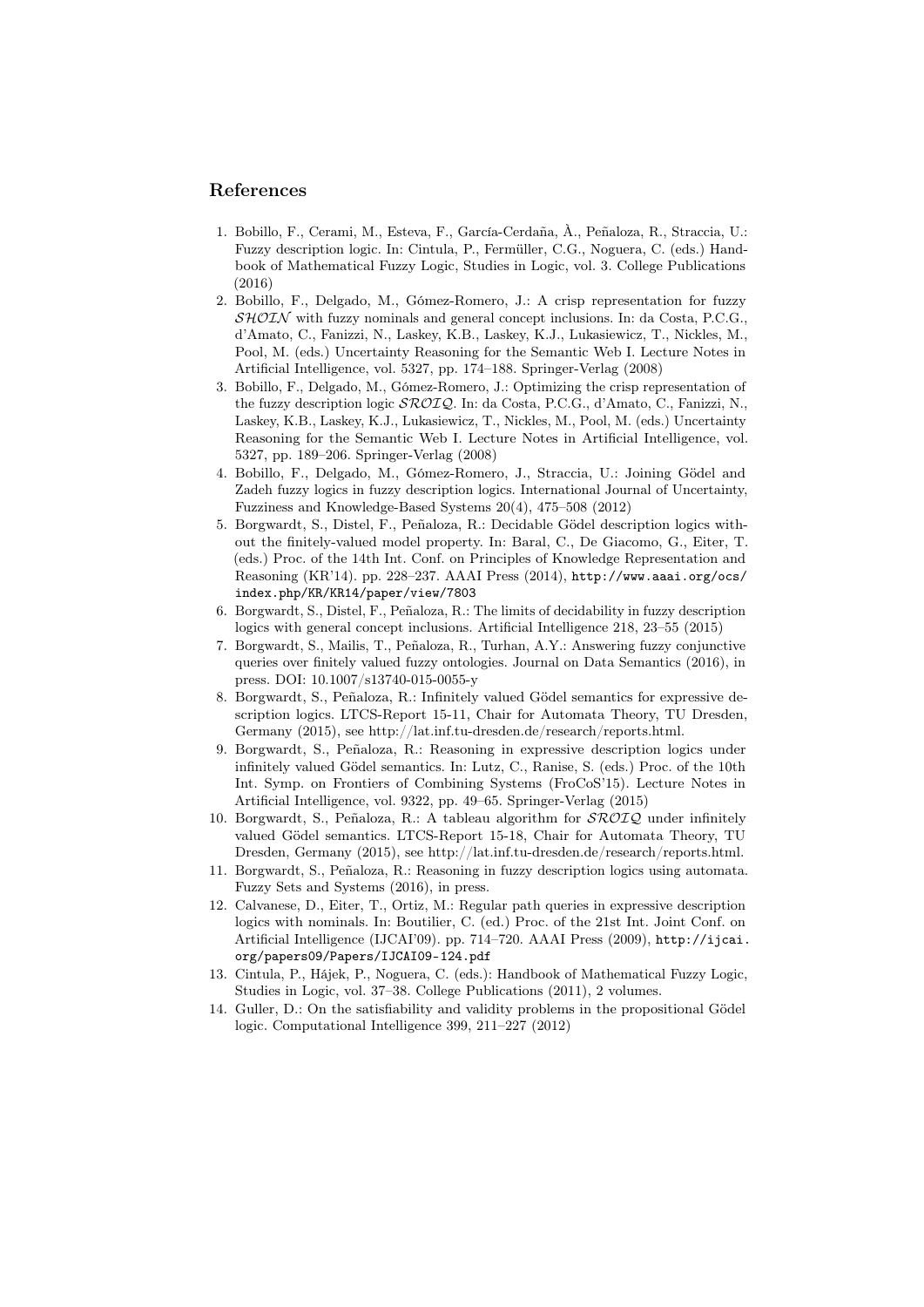## References

1. Bobillo, F., Cerami, M., Esteva, F., García-Cerdaña, À., Peñaloza, R., Straccia, U.: Fuzzy description logic. In: Cintula, P., Fermüller, C.G., Noguera, C. (eds.) Handbook of Mathematical Fuzzy Logic, Studies in Logic, vol. 3. College Publications (2016)
2. Bobillo, F., Delgado, M., Gómez-Romero, J.: A crisp representation for fuzzy $\mathcal{SHOIN}$ with fuzzy nominals and general concept inclusions. In: da Costa, P.C.G., d'Amato, C., Fanizzi, N., Laskey, K.B., Laskey, K.J., Lukasiewicz, T., Nickles, M., Pool, M. (eds.) Uncertainty Reasoning for the Semantic Web I. Lecture Notes in Artificial Intelligence, vol. 5327, pp. 174–188. Springer-Verlag (2008)
3. Bobillo, F., Delgado, M., Gómez-Romero, J.: Optimizing the crisp representation of the fuzzy description logic $\mathcal{SROIQ}$. In: da Costa, P.C.G., d'Amato, C., Fanizzi, N., Laskey, K.B., Laskey, K.J., Lukasiewicz, T., Nickles, M., Pool, M. (eds.) Uncertainty Reasoning for the Semantic Web I. Lecture Notes in Artificial Intelligence, vol. 5327, pp. 189–206. Springer-Verlag (2008)
4. Bobillo, F., Delgado, M., Gómez-Romero, J., Straccia, U.: Joining Gödel and Zadeh fuzzy logics in fuzzy description logics. International Journal of Uncertainty, Fuzziness and Knowledge-Based Systems 20(4), 475–508 (2012)
5. Borgwardt, S., Distel, F., Peñaloza, R.: Decidable Gödel description logics without the finitely-valued model property. In: Baral, C., De Giacomo, G., Eiter, T. (eds.) Proc. of the 14th Int. Conf. on Principles of Knowledge Representation and Reasoning (KR'14). pp. 228–237. AAAI Press (2014), http://www.aaai.org/ocs/index.php/KR/KR14/paper/view/7803
6. Borgwardt, S., Distel, F., Peñaloza, R.: The limits of decidability in fuzzy description logics with general concept inclusions. Artificial Intelligence 218, 23–55 (2015)
7. Borgwardt, S., Mailis, T., Peñaloza, R., Turhan, A.Y.: Answering fuzzy conjunctive queries over finitely valued fuzzy ontologies. Journal on Data Semantics (2016), in press. DOI: 10.1007/s13740-015-0055-y
8. Borgwardt, S., Peñaloza, R.: Infinitely valued Gödel semantics for expressive description logics. LTCS-Report 15-11, Chair for Automata Theory, TU Dresden, Germany (2015), see http://lat.inf.tu-dresden.de/research/reports.html.
9. Borgwardt, S., Peñaloza, R.: Reasoning in expressive description logics under infinitely valued Gödel semantics. In: Lutz, C., Ranise, S. (eds.) Proc. of the 10th Int. Symp. on Frontiers of Combining Systems (FroCoS'15). Lecture Notes in Artificial Intelligence, vol. 9322, pp. 49–65. Springer-Verlag (2015)
10. Borgwardt, S., Peñaloza, R.: A tableau algorithm for $\mathcal{SROIQ}$ under infinitely valued Gödel semantics. LTCS-Report 15-18, Chair for Automata Theory, TU Dresden, Germany (2015), see http://lat.inf.tu-dresden.de/research/reports.html.
11. Borgwardt, S., Peñaloza, R.: Reasoning in fuzzy description logics using automata. Fuzzy Sets and Systems (2016), in press.
12. Calvanese, D., Eiter, T., Ortiz, M.: Regular path queries in expressive description logics with nominals. In: Boutilier, C. (ed.) Proc. of the 21st Int. Joint Conf. on Artificial Intelligence (IJCAI'09). pp. 714–720. AAAI Press (2009), http://ijcai.org/papers09/Papers/IJCAI09-124.pdf
13. Cintula, P., Hájek, P., Noguera, C. (eds.): Handbook of Mathematical Fuzzy Logic, Studies in Logic, vol. 37–38. College Publications (2011), 2 volumes.
14. Guller, D.: On the satisfiability and validity problems in the propositional Gödel logic. Computational Intelligence 399, 211–227 (2012)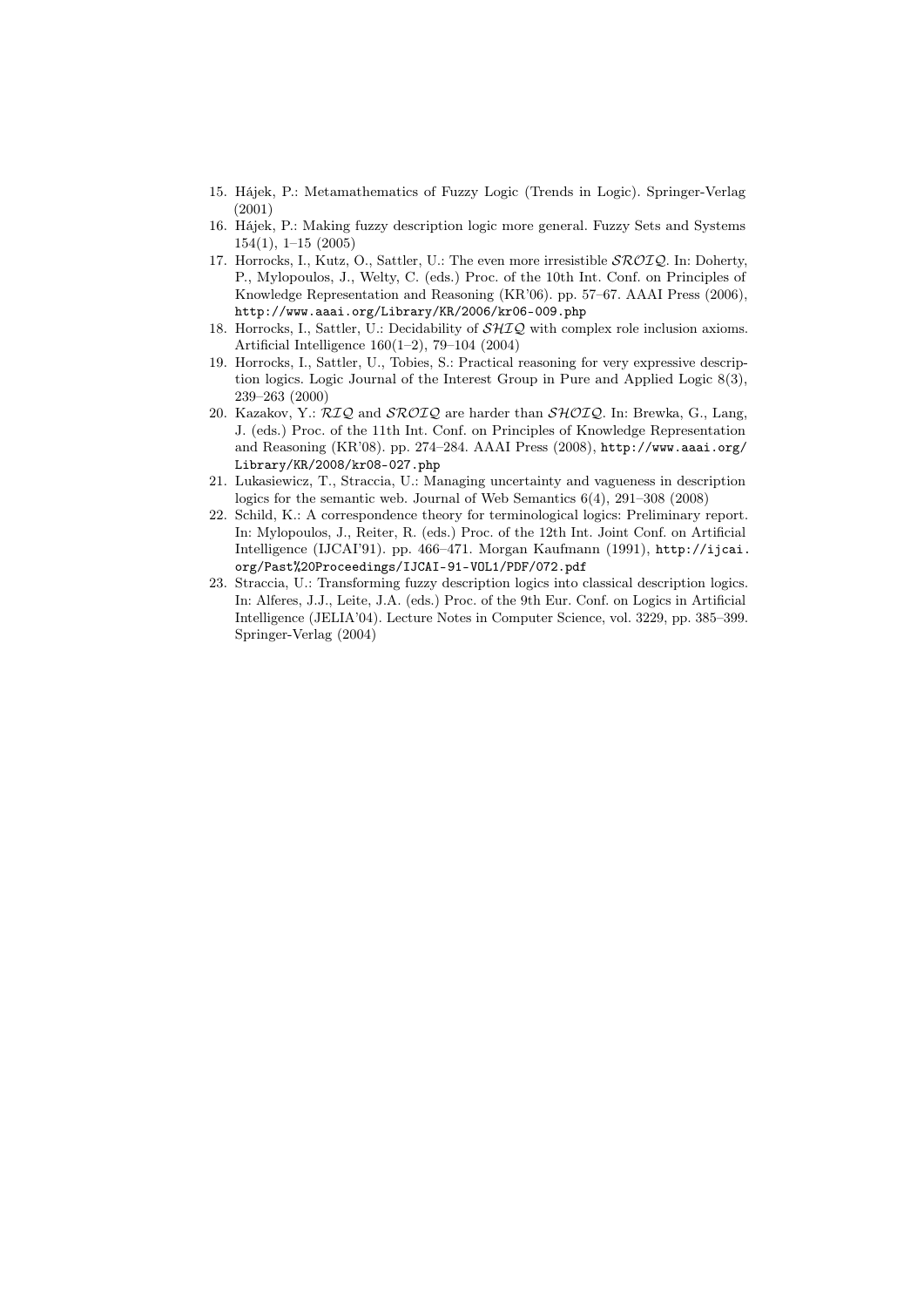15. Hájek, P.: Metamathematics of Fuzzy Logic (Trends in Logic). Springer-Verlag (2001)
16. Hájek, P.: Making fuzzy description logic more general. Fuzzy Sets and Systems 154(1), 1–15 (2005)
17. Horrocks, I., Kutz, O., Sattler, U.: The even more irresistible $\mathcal{SROIQ}$. In: Doherty, P., Mylopoulos, J., Welty, C. (eds.) Proc. of the 10th Int. Conf. on Principles of Knowledge Representation and Reasoning (KR'06). pp. 57–67. AAAI Press (2006), http://www.aaai.org/Library/KR/2006/kr06-009.php
18. Horrocks, I., Sattler, U.: Decidability of $\mathcal{SHIQ}$ with complex role inclusion axioms. Artificial Intelligence 160(1–2), 79–104 (2004)
19. Horrocks, I., Sattler, U., Tobies, S.: Practical reasoning for very expressive description logics. Logic Journal of the Interest Group in Pure and Applied Logic 8(3), 239–263 (2000)
20. Kazakov, Y.: $\mathcal{RIQ}$ and $\mathcal{SROIQ}$ are harder than $\mathcal{SHOIQ}$. In: Brewka, G., Lang, J. (eds.) Proc. of the 11th Int. Conf. on Principles of Knowledge Representation and Reasoning (KR'08). pp. 274–284. AAAI Press (2008), http://www.aaai.org/Library/KR/2008/kr08-027.php
21. Lukasiewicz, T., Straccia, U.: Managing uncertainty and vagueness in description logics for the semantic web. Journal of Web Semantics 6(4), 291–308 (2008)
22. Schild, K.: A correspondence theory for terminological logics: Preliminary report. In: Mylopoulos, J., Reiter, R. (eds.) Proc. of the 12th Int. Joint Conf. on Artificial Intelligence (IJCAI'91). pp. 466–471. Morgan Kaufmann (1991), http://ijcai.org/Past%20Proceedings/IJCAI-91-VOL1/PDF/072.pdf
23. Straccia, U.: Transforming fuzzy description logics into classical description logics. In: Alferes, J.J., Leite, J.A. (eds.) Proc. of the 9th Eur. Conf. on Logics in Artificial Intelligence (JELIA'04). Lecture Notes in Computer Science, vol. 3229, pp. 385–399. Springer-Verlag (2004)